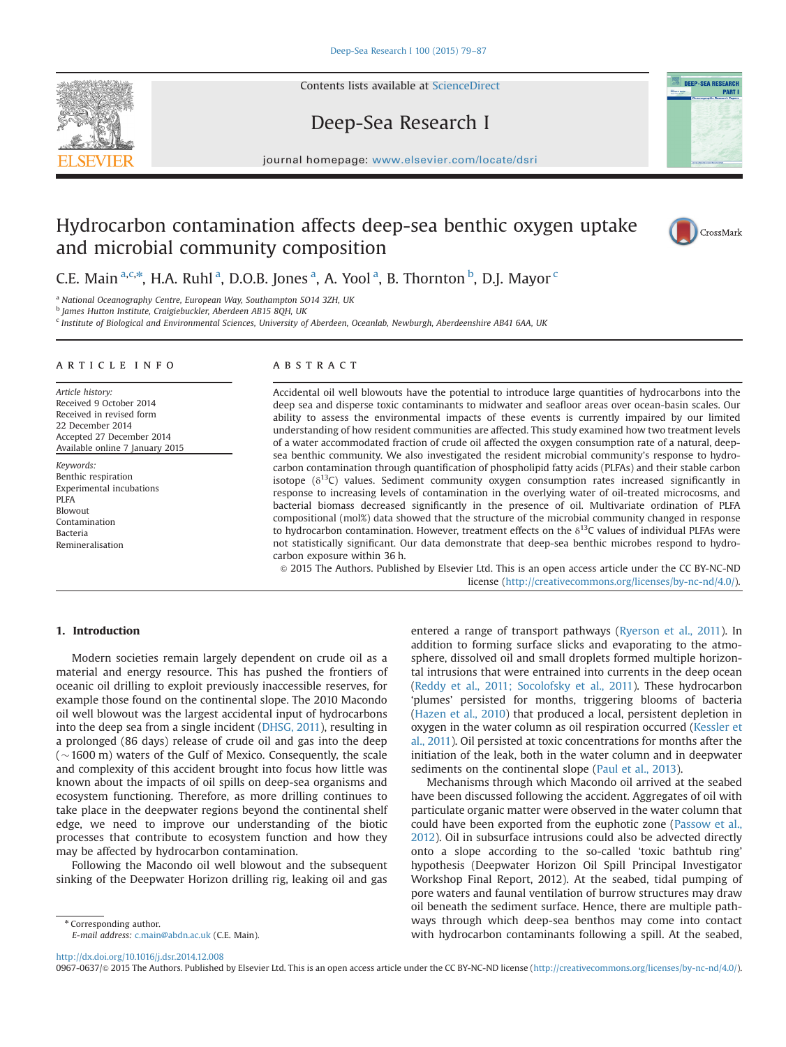Contents lists available at ScienceDirect

# Deep-Sea Research I

journal homepage: www.elsevier.com/locate/dsri

# Hydrocarbon contamination affects deep-sea benthic oxygen uptake and microbial community composition

C.E. Main[a,c,*], H.A. Ruhl[a], D.O.B. Jones[a], A. Yool[a], B. Thornton[b], D.J. Mayor[c]

[a] National Oceanography Centre, European Way, Southampton SO14 3ZH, UK
[b] James Hutton Institute, Craigiebuckler, Aberdeen AB15 8QH, UK
[c] Institute of Biological and Environmental Sciences, University of Aberdeen, Oceanlab, Newburgh, Aberdeenshire AB41 6AA, UK

## ARTICLE INFO

*Article history:*
Received 9 October 2014
Received in revised form
22 December 2014
Accepted 27 December 2014
Available online 7 January 2015

*Keywords:*
Benthic respiration
Experimental incubations
PLFA
Blowout
Contamination
Bacteria
Remineralisation

## ABSTRACT

Accidental oil well blowouts have the potential to introduce large quantities of hydrocarbons into the deep sea and disperse toxic contaminants to midwater and seafloor areas over ocean-basin scales. Our ability to assess the environmental impacts of these events is currently impaired by our limited understanding of how resident communities are affected. This study examined how two treatment levels of a water accommodated fraction of crude oil affected the oxygen consumption rate of a natural, deep-sea benthic community. We also investigated the resident microbial community's response to hydrocarbon contamination through quantification of phospholipid fatty acids (PLFAs) and their stable carbon isotope ($\delta^{13}C$) values. Sediment community oxygen consumption rates increased significantly in response to increasing levels of contamination in the overlying water of oil-treated microcosms, and bacterial biomass decreased significantly in the presence of oil. Multivariate ordination of PLFA compositional (mol%) data showed that the structure of the microbial community changed in response to hydrocarbon contamination. However, treatment effects on the $\delta^{13}C$ values of individual PLFAs were not statistically significant. Our data demonstrate that deep-sea benthic microbes respond to hydrocarbon exposure within 36 h.

© 2015 The Authors. Published by Elsevier Ltd. This is an open access article under the CC BY-NC-ND license (http://creativecommons.org/licenses/by-nc-nd/4.0/).

## 1. Introduction

Modern societies remain largely dependent on crude oil as a material and energy resource. This has pushed the frontiers of oceanic oil drilling to exploit previously inaccessible reserves, for example those found on the continental slope. The 2010 Macondo oil well blowout was the largest accidental input of hydrocarbons into the deep sea from a single incident (DHSG, 2011), resulting in a prolonged (86 days) release of crude oil and gas into the deep (~1600 m) waters of the Gulf of Mexico. Consequently, the scale and complexity of this accident brought into focus how little was known about the impacts of oil spills on deep-sea organisms and ecosystem functioning. Therefore, as more drilling continues to take place in the deepwater regions beyond the continental shelf edge, we need to improve our understanding of the biotic processes that contribute to ecosystem function and how they may be affected by hydrocarbon contamination.

Following the Macondo oil well blowout and the subsequent sinking of the Deepwater Horizon drilling rig, leaking oil and gas entered a range of transport pathways (Ryerson et al., 2011). In addition to forming surface slicks and evaporating to the atmosphere, dissolved oil and small droplets formed multiple horizontal intrusions that were entrained into currents in the deep ocean (Reddy et al., 2011; Socolofsky et al., 2011). These hydrocarbon 'plumes' persisted for months, triggering blooms of bacteria (Hazen et al., 2010) that produced a local, persistent depletion in oxygen in the water column as oil respiration occurred (Kessler et al., 2011). Oil persisted at toxic concentrations for months after the initiation of the leak, both in the water column and in deepwater sediments on the continental slope (Paul et al., 2013).

Mechanisms through which Macondo oil arrived at the seabed have been discussed following the accident. Aggregates of oil with particulate organic matter were observed in the water column that could have been exported from the euphotic zone (Passow et al., 2012). Oil in subsurface intrusions could also be advected directly onto a slope according to the so-called 'toxic bathtub ring' hypothesis (Deepwater Horizon Oil Spill Principal Investigator Workshop Final Report, 2012). At the seabed, tidal pumping of pore waters and faunal ventilation of burrow structures may draw oil beneath the sediment surface. Hence, there are multiple pathways through which deep-sea benthos may come into contact with hydrocarbon contaminants following a spill. At the seabed,

* Corresponding author.
E-mail address: c.main@abdn.ac.uk (C.E. Main).

http://dx.doi.org/10.1016/j.dsr.2014.12.008
0967-0637/© 2015 The Authors. Published by Elsevier Ltd. This is an open access article under the CC BY-NC-ND license (http://creativecommons.org/licenses/by-nc-nd/4.0/).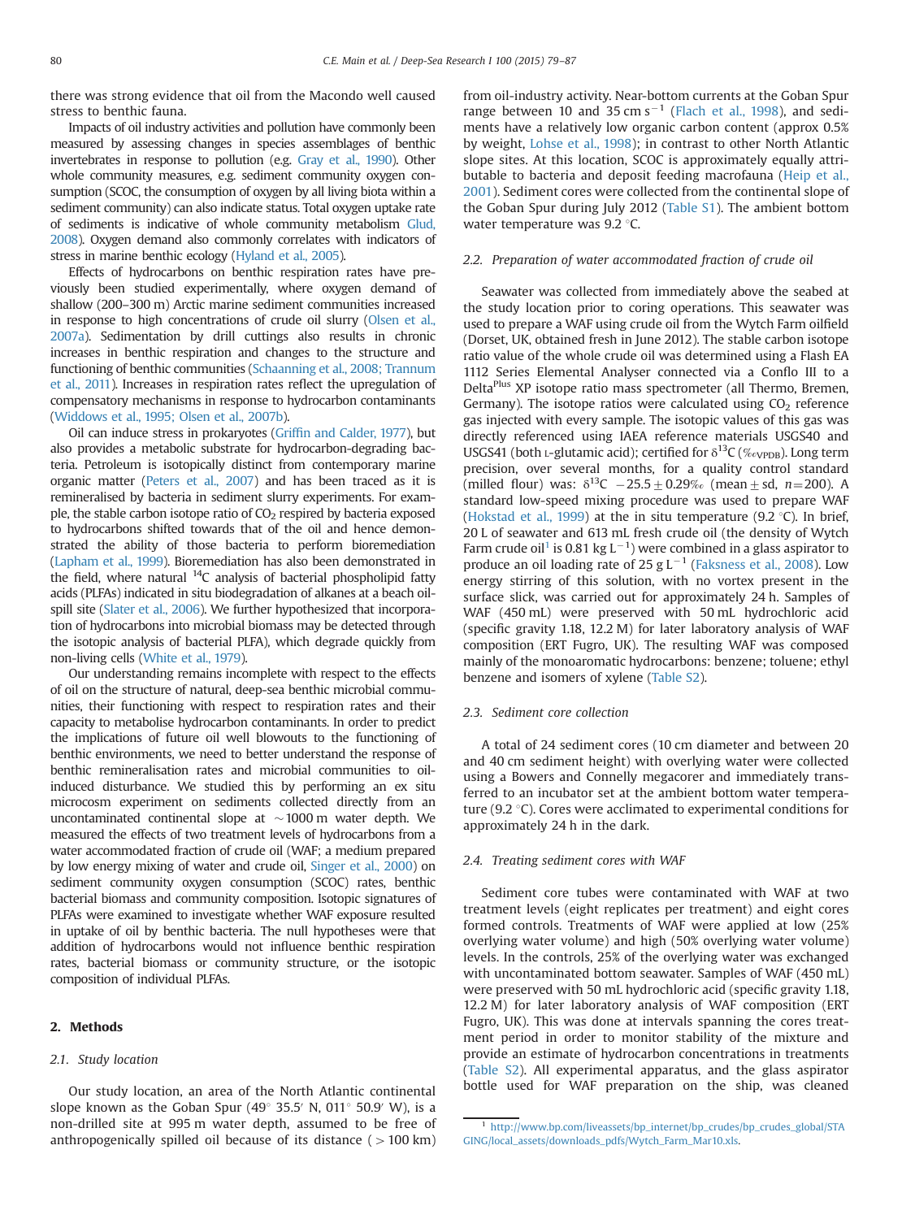there was strong evidence that oil from the Macondo well caused stress to benthic fauna.

Impacts of oil industry activities and pollution have commonly been measured by assessing changes in species assemblages of benthic invertebrates in response to pollution (e.g. Gray et al., 1990). Other whole community measures, e.g. sediment community oxygen consumption (SCOC, the consumption of oxygen by all living biota within a sediment community) can also indicate status. Total oxygen uptake rate of sediments is indicative of whole community metabolism Glud, 2008). Oxygen demand also commonly correlates with indicators of stress in marine benthic ecology (Hyland et al., 2005).

Effects of hydrocarbons on benthic respiration rates have previously been studied experimentally, where oxygen demand of shallow (200–300 m) Arctic marine sediment communities increased in response to high concentrations of crude oil slurry (Olsen et al., 2007a). Sedimentation by drill cuttings also results in chronic increases in benthic respiration and changes to the structure and functioning of benthic communities (Schaanning et al., 2008; Trannum et al., 2011). Increases in respiration rates reflect the upregulation of compensatory mechanisms in response to hydrocarbon contaminants (Widdows et al., 1995; Olsen et al., 2007b).

Oil can induce stress in prokaryotes (Griffin and Calder, 1977), but also provides a metabolic substrate for hydrocarbon-degrading bacteria. Petroleum is isotopically distinct from contemporary marine organic matter (Peters et al., 2007) and has been traced as it is remineralised by bacteria in sediment slurry experiments. For example, the stable carbon isotope ratio of $CO_2$ respired by bacteria exposed to hydrocarbons shifted towards that of the oil and hence demonstrated the ability of those bacteria to perform bioremediation (Lapham et al., 1999). Bioremediation has also been demonstrated in the field, where natural $^{14}C$ analysis of bacterial phospholipid fatty acids (PLFAs) indicated in situ biodegradation of alkanes at a beach oil-spill site (Slater et al., 2006). We further hypothesized that incorporation of hydrocarbons into microbial biomass may be detected through the isotopic analysis of bacterial PLFA), which degrade quickly from non-living cells (White et al., 1979).

Our understanding remains incomplete with respect to the effects of oil on the structure of natural, deep-sea benthic microbial communities, their functioning with respect to respiration rates and their capacity to metabolise hydrocarbon contaminants. In order to predict the implications of future oil well blowouts to the functioning of benthic environments, we need to better understand the response of benthic remineralisation rates and microbial communities to oil-induced disturbance. We studied this by performing an ex situ microcosm experiment on sediments collected directly from an uncontaminated continental slope at ~1000 m water depth. We measured the effects of two treatment levels of hydrocarbons from a water accommodated fraction of crude oil (WAF; a medium prepared by low energy mixing of water and crude oil, Singer et al., 2000) on sediment community oxygen consumption (SCOC) rates, benthic bacterial biomass and community composition. Isotopic signatures of PLFAs were examined to investigate whether WAF exposure resulted in uptake of oil by benthic bacteria. The null hypotheses were that addition of hydrocarbons would not influence benthic respiration rates, bacterial biomass or community structure, or the isotopic composition of individual PLFAs.

## 2. Methods

### 2.1. Study location

Our study location, an area of the North Atlantic continental slope known as the Goban Spur (49° 35.5′ N, 011° 50.9′ W), is a non-drilled site at 995 m water depth, assumed to be free of anthropogenically spilled oil because of its distance (> 100 km) from oil-industry activity. Near-bottom currents at the Goban Spur range between 10 and 35 cm s$^{-1}$ (Flach et al., 1998), and sediments have a relatively low organic carbon content (approx 0.5% by weight, Lohse et al., 1998); in contrast to other North Atlantic slope sites. At this location, SCOC is approximately equally attributable to bacteria and deposit feeding macrofauna (Heip et al., 2001). Sediment cores were collected from the continental slope of the Goban Spur during July 2012 (Table S1). The ambient bottom water temperature was 9.2 °C.

### 2.2. Preparation of water accommodated fraction of crude oil

Seawater was collected from immediately above the seabed at the study location prior to coring operations. This seawater was used to prepare a WAF using crude oil from the Wytch Farm oilfield (Dorset, UK, obtained fresh in June 2012). The stable carbon isotope ratio value of the whole crude oil was determined using a Flash EA 1112 Series Elemental Analyser connected via a Conflo III to a Delta[Plus] XP isotope ratio mass spectrometer (all Thermo, Bremen, Germany). The isotope ratios were calculated using $CO_2$ reference gas injected with every sample. The isotopic values of this gas was directly referenced using IAEA reference materials USGS40 and USGS41 (both L-glutamic acid); certified for $\delta^{13}C$ (‰$_{VPDB}$). Long term precision, over several months, for a quality control standard (milled flour) was: $\delta^{13}C$ −25.5 ± 0.29‰ (mean ± sd, $n$=200). A standard low-speed mixing procedure was used to prepare WAF (Hokstad et al., 1999) at the in situ temperature (9.2 °C). In brief, 20 L of seawater and 613 mL fresh crude oil (the density of Wytch Farm crude oil[1] is 0.81 kg L$^{-1}$) were combined in a glass aspirator to produce an oil loading rate of 25 g L$^{-1}$ (Faksness et al., 2008). Low energy stirring of this solution, with no vortex present in the surface slick, was carried out for approximately 24 h. Samples of WAF (450 mL) were preserved with 50 mL hydrochloric acid (specific gravity 1.18, 12.2 M) for later laboratory analysis of WAF composition (ERT Fugro, UK). The resulting WAF was composed mainly of the monoaromatic hydrocarbons: benzene; toluene; ethyl benzene and isomers of xylene (Table S2).

### 2.3. Sediment core collection

A total of 24 sediment cores (10 cm diameter and between 20 and 40 cm sediment height) with overlying water were collected using a Bowers and Connelly megacorer and immediately transferred to an incubator set at the ambient bottom water temperature (9.2 °C). Cores were acclimated to experimental conditions for approximately 24 h in the dark.

### 2.4. Treating sediment cores with WAF

Sediment core tubes were contaminated with WAF at two treatment levels (eight replicates per treatment) and eight cores formed controls. Treatments of WAF were applied at low (25% overlying water volume) and high (50% overlying water volume) levels. In the controls, 25% of the overlying water was exchanged with uncontaminated bottom seawater. Samples of WAF (450 mL) were preserved with 50 mL hydrochloric acid (specific gravity 1.18, 12.2 M) for later laboratory analysis of WAF composition (ERT Fugro, UK). This was done at intervals spanning the cores treatment period in order to monitor stability of the mixture and provide an estimate of hydrocarbon concentrations in treatments (Table S2). All experimental apparatus, and the glass aspirator bottle used for WAF preparation on the ship, was cleaned

[1] http://www.bp.com/liveassets/bp_internet/bp_crudes/bp_crudes_global/STAGING/local_assets/downloads_pdfs/Wytch_Farm_Mar10.xls.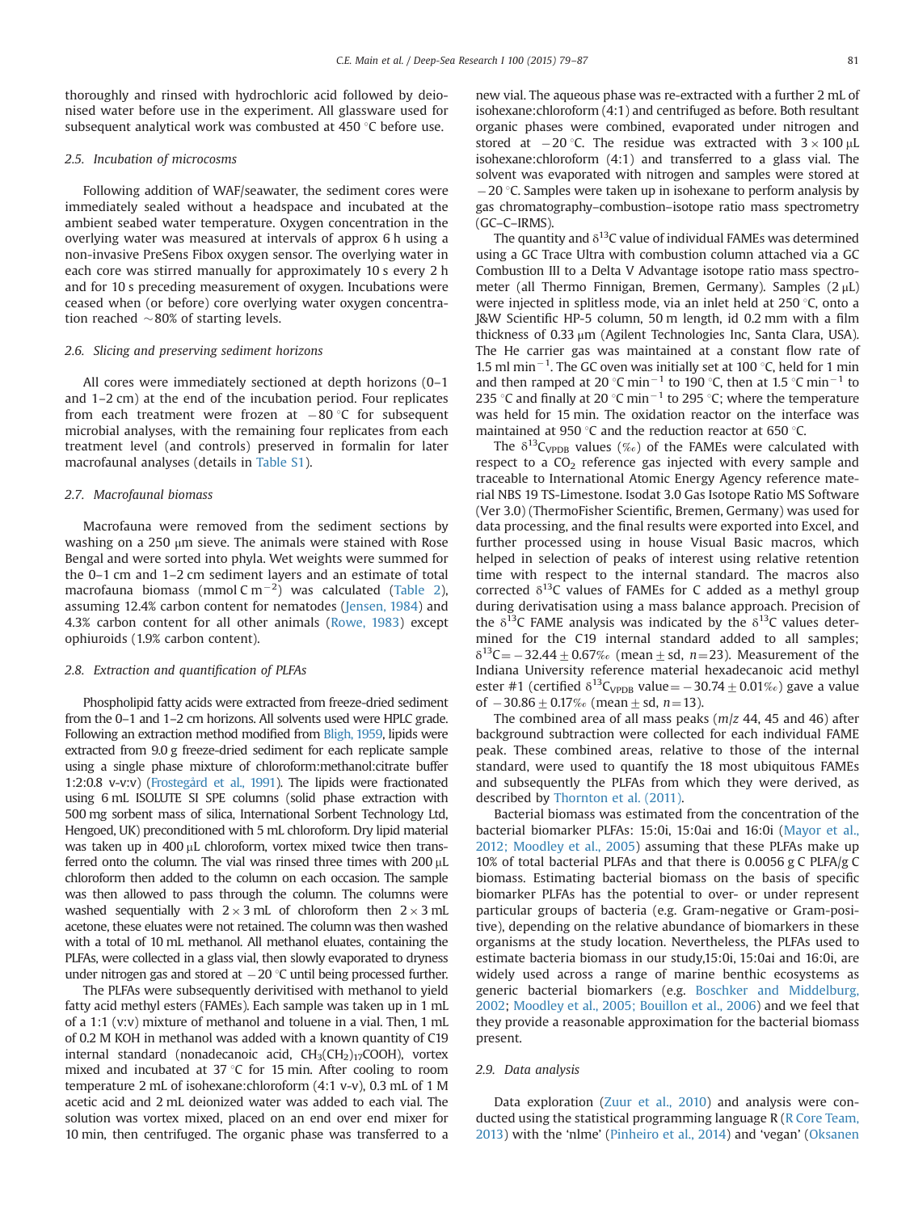thoroughly and rinsed with hydrochloric acid followed by deionised water before use in the experiment. All glassware used for subsequent analytical work was combusted at 450 °C before use.

### 2.5. Incubation of microcosms

Following addition of WAF/seawater, the sediment cores were immediately sealed without a headspace and incubated at the ambient seabed water temperature. Oxygen concentration in the overlying water was measured at intervals of approx 6 h using a non-invasive PreSens Fibox oxygen sensor. The overlying water in each core was stirred manually for approximately 10 s every 2 h and for 10 s preceding measurement of oxygen. Incubations were ceased when (or before) core overlying water oxygen concentration reached ~80% of starting levels.

### 2.6. Slicing and preserving sediment horizons

All cores were immediately sectioned at depth horizons (0–1 and 1–2 cm) at the end of the incubation period. Four replicates from each treatment were frozen at −80 °C for subsequent microbial analyses, with the remaining four replicates from each treatment level (and controls) preserved in formalin for later macrofaunal analyses (details in Table S1).

### 2.7. Macrofaunal biomass

Macrofauna were removed from the sediment sections by washing on a 250 μm sieve. The animals were stained with Rose Bengal and were sorted into phyla. Wet weights were summed for the 0–1 cm and 1–2 cm sediment layers and an estimate of total macrofauna biomass (mmol C $m^{-2}$) was calculated (Table 2), assuming 12.4% carbon content for nematodes (Jensen, 1984) and 4.3% carbon content for all other animals (Rowe, 1983) except ophiuroids (1.9% carbon content).

### 2.8. Extraction and quantification of PLFAs

Phospholipid fatty acids were extracted from freeze-dried sediment from the 0–1 and 1–2 cm horizons. All solvents used were HPLC grade. Following an extraction method modified from Bligh, 1959, lipids were extracted from 9.0 g freeze-dried sediment for each replicate sample using a single phase mixture of chloroform:methanol:citrate buffer 1:2:0.8 v-v:v) (Frostegård et al., 1991). The lipids were fractionated using 6 mL ISOLUTE SI SPE columns (solid phase extraction with 500 mg sorbent mass of silica, International Sorbent Technology Ltd, Hengoed, UK) preconditioned with 5 mL chloroform. Dry lipid material was taken up in 400 μL chloroform, vortex mixed twice then transferred onto the column. The vial was rinsed three times with 200 μL chloroform then added to the column on each occasion. The sample was then allowed to pass through the column. The columns were washed sequentially with 2 × 3 mL of chloroform then 2 × 3 mL acetone, these eluates were not retained. The column was then washed with a total of 10 mL methanol. All methanol eluates, containing the PLFAs, were collected in a glass vial, then slowly evaporated to dryness under nitrogen gas and stored at −20 °C until being processed further.

The PLFAs were subsequently derivitised with methanol to yield fatty acid methyl esters (FAMEs). Each sample was taken up in 1 mL of a 1:1 (v:v) mixture of methanol and toluene in a vial. Then, 1 mL of 0.2 M KOH in methanol was added with a known quantity of C19 internal standard (nonadecanoic acid, $CH_3(CH_2)_{17}COOH$), vortex mixed and incubated at 37 °C for 15 min. After cooling to room temperature 2 mL of isohexane:chloroform (4:1 v-v), 0.3 mL of 1 M acetic acid and 2 mL deionized water was added to each vial. The solution was vortex mixed, placed on an end over end mixer for 10 min, then centrifuged. The organic phase was transferred to a new vial. The aqueous phase was re-extracted with a further 2 mL of isohexane:chloroform (4:1) and centrifuged as before. Both resultant organic phases were combined, evaporated under nitrogen and stored at −20 °C. The residue was extracted with 3 × 100 μL isohexane:chloroform (4:1) and transferred to a glass vial. The solvent was evaporated with nitrogen and samples were stored at −20 °C. Samples were taken up in isohexane to perform analysis by gas chromatography–combustion–isotope ratio mass spectrometry (GC–C–IRMS).

The quantity and $\delta^{13}C$ value of individual FAMEs was determined using a GC Trace Ultra with combustion column attached via a GC Combustion III to a Delta V Advantage isotope ratio mass spectrometer (all Thermo Finnigan, Bremen, Germany). Samples (2 μL) were injected in splitless mode, via an inlet held at 250 °C, onto a J&W Scientific HP-5 column, 50 m length, id 0.2 mm with a film thickness of 0.33 μm (Agilent Technologies Inc, Santa Clara, USA). The He carrier gas was maintained at a constant flow rate of 1.5 ml $min^{-1}$. The GC oven was initially set at 100 °C, held for 1 min and then ramped at 20 °C $min^{-1}$ to 190 °C, then at 1.5 °C $min^{-1}$ to 235 °C and finally at 20 °C $min^{-1}$ to 295 °C; where the temperature was held for 15 min. The oxidation reactor on the interface was maintained at 950 °C and the reduction reactor at 650 °C.

The $\delta^{13}C_{VPDB}$ values (‰) of the FAMEs were calculated with respect to a $CO_2$ reference gas injected with every sample and traceable to International Atomic Energy Agency reference material NBS 19 TS-Limestone. Isodat 3.0 Gas Isotope Ratio MS Software (Ver 3.0) (ThermoFisher Scientific, Bremen, Germany) was used for data processing, and the final results were exported into Excel, and further processed using in house Visual Basic macros, which helped in selection of peaks of interest using relative retention time with respect to the internal standard. The macros also corrected $\delta^{13}C$ values of FAMEs for C added as a methyl group during derivatisation using a mass balance approach. Precision of the $\delta^{13}C$ FAME analysis was indicated by the $\delta^{13}C$ values determined for the C19 internal standard added to all samples; $\delta^{13}C = -32.44 \pm 0.67$‰ (mean ± sd, $n = 23$). Measurement of the Indiana University reference material hexadecanoic acid methyl ester #1 (certified $\delta^{13}C_{VPDB}$ value $= -30.74 \pm 0.01$‰) gave a value of $-30.86 \pm 0.17$‰ (mean ± sd, $n = 13$).

The combined area of all mass peaks ($m/z$ 44, 45 and 46) after background subtraction were collected for each individual FAME peak. These combined areas, relative to those of the internal standard, were used to quantify the 18 most ubiquitous FAMEs and subsequently the PLFAs from which they were derived, as described by Thornton et al. (2011).

Bacterial biomass was estimated from the concentration of the bacterial biomarker PLFAs: 15:0i, 15:0ai and 16:0i (Mayor et al., 2012; Moodley et al., 2005) assuming that these PLFAs make up 10% of total bacterial PLFAs and that there is 0.0056 g C PLFA/g C biomass. Estimating bacterial biomass on the basis of specific biomarker PLFAs has the potential to over- or under represent particular groups of bacteria (e.g. Gram-negative or Gram-positive), depending on the relative abundance of biomarkers in these organisms at the study location. Nevertheless, the PLFAs used to estimate bacteria biomass in our study,15:0i, 15:0ai and 16:0i, are widely used across a range of marine benthic ecosystems as generic bacterial biomarkers (e.g. Boschker and Middelburg, 2002; Moodley et al., 2005; Bouillon et al., 2006) and we feel that they provide a reasonable approximation for the bacterial biomass present.

### 2.9. Data analysis

Data exploration (Zuur et al., 2010) and analysis were conducted using the statistical programming language R (R Core Team, 2013) with the 'nlme' (Pinheiro et al., 2014) and 'vegan' (Oksanen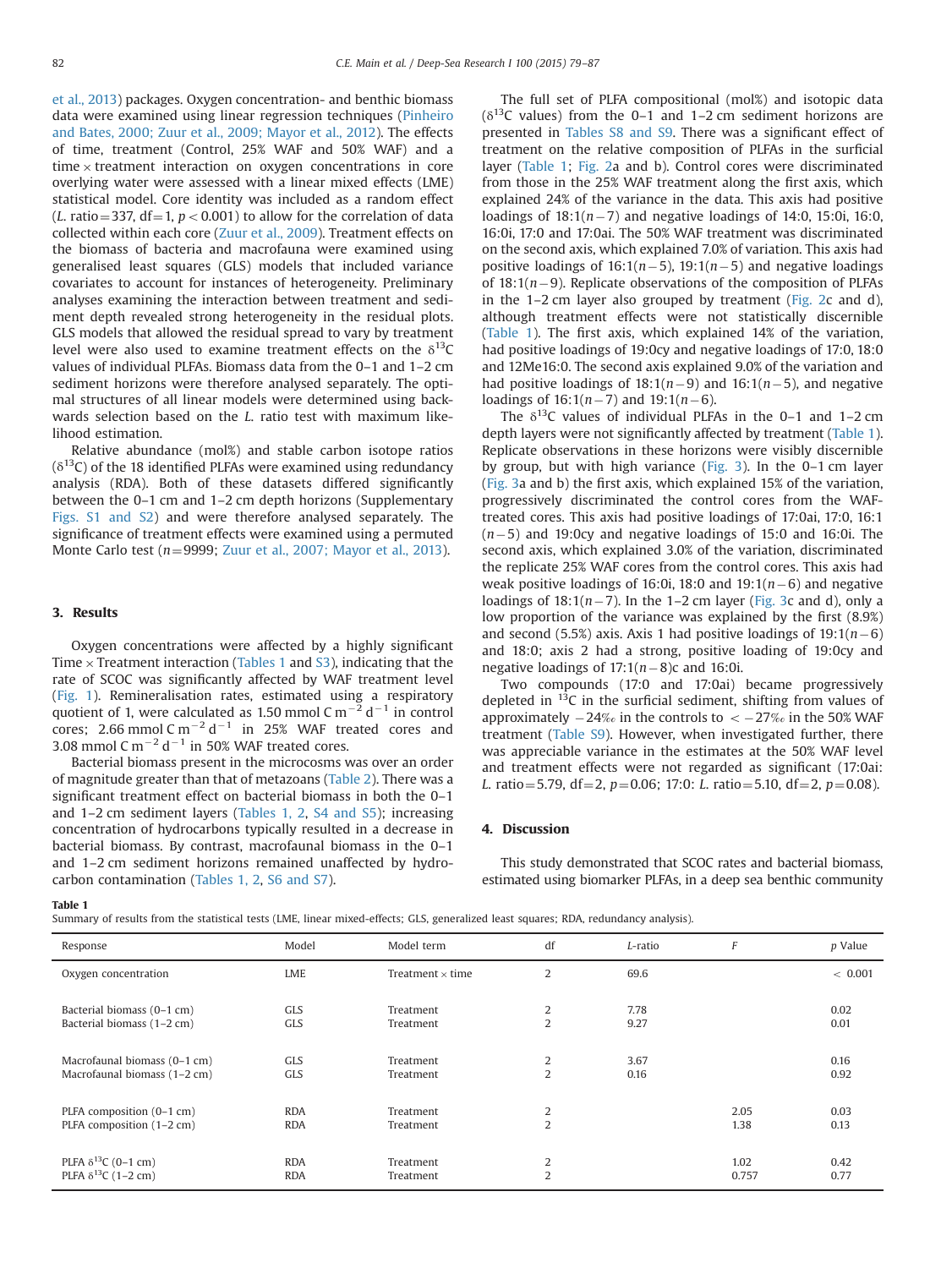et al., 2013) packages. Oxygen concentration- and benthic biomass data were examined using linear regression techniques (Pinheiro and Bates, 2000; Zuur et al., 2009; Mayor et al., 2012). The effects of time, treatment (Control, 25% WAF and 50% WAF) and a time × treatment interaction on oxygen concentrations in core overlying water were assessed with a linear mixed effects (LME) statistical model. Core identity was included as a random effect (*L*. ratio = 337, df = 1, $p < 0.001$) to allow for the correlation of data collected within each core (Zuur et al., 2009). Treatment effects on the biomass of bacteria and macrofauna were examined using generalised least squares (GLS) models that included variance covariates to account for instances of heterogeneity. Preliminary analyses examining the interaction between treatment and sediment depth revealed strong heterogeneity in the residual plots. GLS models that allowed the residual spread to vary by treatment level were also used to examine treatment effects on the $\delta^{13}C$ values of individual PLFAs. Biomass data from the 0–1 and 1–2 cm sediment horizons were therefore analysed separately. The optimal structures of all linear models were determined using backwards selection based on the *L*. ratio test with maximum likelihood estimation.

Relative abundance (mol%) and stable carbon isotope ratios ($\delta^{13}C$) of the 18 identified PLFAs were examined using redundancy analysis (RDA). Both of these datasets differed significantly between the 0–1 cm and 1–2 cm depth horizons (Supplementary Figs. S1 and S2) and were therefore analysed separately. The significance of treatment effects were examined using a permuted Monte Carlo test ($n$ = 9999; Zuur et al., 2007; Mayor et al., 2013).

## 3. Results

Oxygen concentrations were affected by a highly significant Time × Treatment interaction (Tables 1 and S3), indicating that the rate of SCOC was significantly affected by WAF treatment level (Fig. 1). Remineralisation rates, estimated using a respiratory quotient of 1, were calculated as 1.50 mmol C $m^{-2}$ $d^{-1}$ in control cores; 2.66 mmol C $m^{-2}$ $d^{-1}$ in 25% WAF treated cores and 3.08 mmol C $m^{-2}$ $d^{-1}$ in 50% WAF treated cores.

Bacterial biomass present in the microcosms was over an order of magnitude greater than that of metazoans (Table 2). There was a significant treatment effect on bacterial biomass in both the 0–1 and 1–2 cm sediment layers (Tables 1, 2, S4 and S5); increasing concentration of hydrocarbons typically resulted in a decrease in bacterial biomass. By contrast, macrofaunal biomass in the 0–1 and 1–2 cm sediment horizons remained unaffected by hydrocarbon contamination (Tables 1, 2, S6 and S7).

The full set of PLFA compositional (mol%) and isotopic data ($\delta^{13}C$ values) from the 0–1 and 1–2 cm sediment horizons are presented in Tables S8 and S9. There was a significant effect of treatment on the relative composition of PLFAs in the surficial layer (Table 1; Fig. 2a and b). Control cores were discriminated from those in the 25% WAF treatment along the first axis, which explained 24% of the variance in the data. This axis had positive loadings of 18:1($n-7$) and negative loadings of 14:0, 15:0i, 16:0, 16:0i, 17:0 and 17:0ai. The 50% WAF treatment was discriminated on the second axis, which explained 7.0% of variation. This axis had positive loadings of 16:1($n-5$), 19:1($n-5$) and negative loadings of 18:1($n-9$). Replicate observations of the composition of PLFAs in the 1–2 cm layer also grouped by treatment (Fig. 2c and d), although treatment effects were not statistically discernible (Table 1). The first axis, which explained 14% of the variation, had positive loadings of 19:0cy and negative loadings of 17:0, 18:0 and 12Me16:0. The second axis explained 9.0% of the variation and had positive loadings of 18:1($n-9$) and 16:1($n-5$), and negative loadings of 16:1($n-7$) and 19:1($n-6$).

The $\delta^{13}C$ values of individual PLFAs in the 0–1 and 1–2 cm depth layers were not significantly affected by treatment (Table 1). Replicate observations in these horizons were visibly discernible by group, but with high variance (Fig. 3). In the 0–1 cm layer (Fig. 3a and b) the first axis, which explained 15% of the variation, progressively discriminated the control cores from the WAF-treated cores. This axis had positive loadings of 17:0ai, 17:0, 16:1($n-5$) and 19:0cy and negative loadings of 15:0 and 16:0i. The second axis, which explained 3.0% of the variation, discriminated the replicate 25% WAF cores from the control cores. This axis had weak positive loadings of 16:0i, 18:0 and 19:1($n-6$) and negative loadings of 18:1($n-7$). In the 1–2 cm layer (Fig. 3c and d), only a low proportion of the variance was explained by the first (8.9%) and second (5.5%) axis. Axis 1 had positive loadings of 19:1($n-6$) and 18:0; axis 2 had a strong, positive loading of 19:0cy and negative loadings of 17:1($n-8$)c and 16:0i.

Two compounds (17:0 and 17:0ai) became progressively depleted in $^{13}C$ in the surficial sediment, shifting from values of approximately −24‰ in the controls to < −27‰ in the 50% WAF treatment (Table S9). However, when investigated further, there was appreciable variance in the estimates at the 50% WAF level and treatment effects were not regarded as significant (17:0ai: *L*. ratio = 5.79, df = 2, $p$ = 0.06; 17:0: *L*. ratio = 5.10, df = 2, $p$ = 0.08).

## 4. Discussion

This study demonstrated that SCOC rates and bacterial biomass, estimated using biomarker PLFAs, in a deep sea benthic community

**Table 1**
Summary of results from the statistical tests (LME, linear mixed-effects; GLS, generalized least squares; RDA, redundancy analysis).

| Response | Model | Model term | df | *L*-ratio | *F* | *p* Value |
|---|---|---|---|---|---|---|
| Oxygen concentration | LME | Treatment × time | 2 | 69.6 | | < 0.001 |
| Bacterial biomass (0–1 cm) | GLS | Treatment | 2 | 7.78 | | 0.02 |
| Bacterial biomass (1–2 cm) | GLS | Treatment | 2 | 9.27 | | 0.01 |
| Macrofaunal biomass (0–1 cm) | GLS | Treatment | 2 | 3.67 | | 0.16 |
| Macrofaunal biomass (1–2 cm) | GLS | Treatment | 2 | 0.16 | | 0.92 |
| PLFA composition (0–1 cm) | RDA | Treatment | 2 | | 2.05 | 0.03 |
| PLFA composition (1–2 cm) | RDA | Treatment | 2 | | 1.38 | 0.13 |
| PLFA $\delta^{13}C$ (0–1 cm) | RDA | Treatment | 2 | | 1.02 | 0.42 |
| PLFA $\delta^{13}C$ (1–2 cm) | RDA | Treatment | 2 | | 0.757 | 0.77 |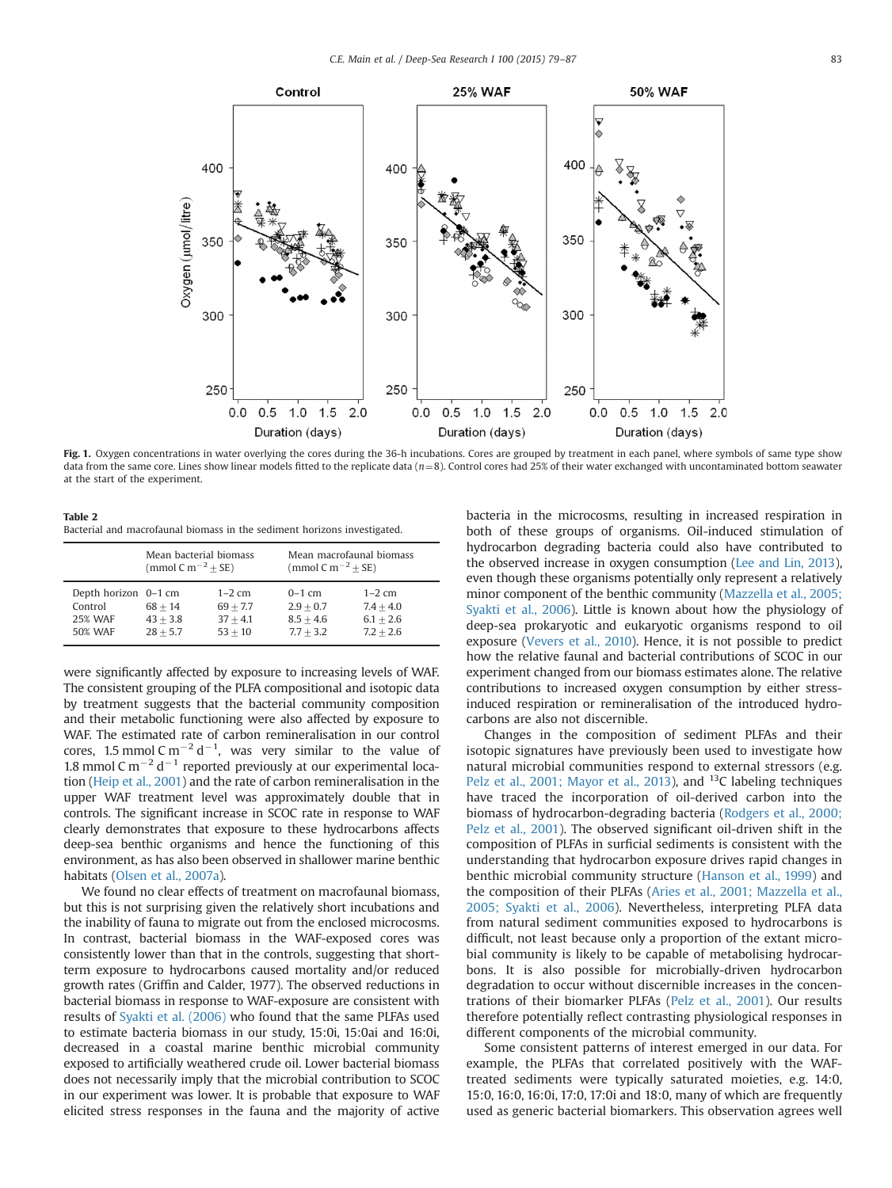**Fig. 1.** Oxygen concentrations in water overlying the cores during the 36-h incubations. Cores are grouped by treatment in each panel, where symbols of same type show data from the same core. Lines show linear models fitted to the replicate data ($n=8$). Control cores had 25% of their water exchanged with uncontaminated bottom seawater at the start of the experiment.

**Table 2**
Bacterial and macrofaunal biomass in the sediment horizons investigated.

| | Mean bacterial biomass (mmol C m$^{-2}$ ± SE) | | Mean macrofaunal biomass (mmol C m$^{-2}$ ± SE) | |
|---|---|---|---|---|
| Depth horizon | 0–1 cm | 1–2 cm | 0–1 cm | 1–2 cm |
| Control | 68 ± 14 | 69 ± 7.7 | 2.9 ± 0.7 | 7.4 ± 4.0 |
| 25% WAF | 43 ± 3.8 | 37 ± 4.1 | 8.5 ± 4.6 | 6.1 ± 2.6 |
| 50% WAF | 28 ± 5.7 | 53 ± 10 | 7.7 ± 3.2 | 7.2 ± 2.6 |

were significantly affected by exposure to increasing levels of WAF. The consistent grouping of the PLFA compositional and isotopic data by treatment suggests that the bacterial community composition and their metabolic functioning were also affected by exposure to WAF. The estimated rate of carbon remineralisation in our control cores, 1.5 mmol C m$^{-2}$ d$^{-1}$, was very similar to the value of 1.8 mmol C m$^{-2}$ d$^{-1}$ reported previously at our experimental location (Heip et al., 2001) and the rate of carbon remineralisation in the upper WAF treatment level was approximately double that in the controls. The significant increase in SCOC rate in response to WAF clearly demonstrates that exposure to these hydrocarbons affects deep-sea benthic organisms and hence the functioning of this environment, as has also been observed in shallower marine benthic habitats (Olsen et al., 2007a).

We found no clear effects of treatment on macrofaunal biomass, but this is not surprising given the relatively short incubations and the inability of fauna to migrate out from the enclosed microcosms. In contrast, bacterial biomass in the WAF-exposed cores was consistently lower than that in the controls, suggesting that short-term exposure to hydrocarbons caused mortality and/or reduced growth rates (Griffin and Calder, 1977). The observed reductions in bacterial biomass in response to WAF-exposure are consistent with results of Syakti et al. (2006) who found that the same PLFAs used to estimate bacteria biomass in our study, 15:0i, 15:0ai and 16:0i, decreased in a coastal marine benthic microbial community exposed to artificially weathered crude oil. Lower bacterial biomass does not necessarily imply that the microbial contribution to SCOC in our experiment was lower. It is probable that exposure to WAF elicited stress responses in the fauna and the majority of active bacteria in the microcosms, resulting in increased respiration in both of these groups of organisms. Oil-induced stimulation of hydrocarbon degrading bacteria could also have contributed to the observed increase in oxygen consumption (Lee and Lin, 2013), even though these organisms potentially only represent a relatively minor component of the benthic community (Mazzella et al., 2005; Syakti et al., 2006). Little is known about how the physiology of deep-sea prokaryotic and eukaryotic organisms respond to oil exposure (Vevers et al., 2010). Hence, it is not possible to predict how the relative faunal and bacterial contributions of SCOC in our experiment changed from our biomass estimates alone. The relative contributions to increased oxygen consumption by either stress-induced respiration or remineralisation of the introduced hydrocarbons are also not discernible.

Changes in the composition of sediment PLFAs and their isotopic signatures have previously been used to investigate how natural microbial communities respond to external stressors (e.g. Pelz et al., 2001; Mayor et al., 2013), and $^{13}$C labeling techniques have traced the incorporation of oil-derived carbon into the biomass of hydrocarbon-degrading bacteria (Rodgers et al., 2000; Pelz et al., 2001). The observed significant oil-driven shift in the composition of PLFAs in surficial sediments is consistent with the understanding that hydrocarbon exposure drives rapid changes in benthic microbial community structure (Hanson et al., 1999) and the composition of their PLFAs (Aries et al., 2001; Mazzella et al., 2005; Syakti et al., 2006). Nevertheless, interpreting PLFA data from natural sediment communities exposed to hydrocarbons is difficult, not least because only a proportion of the extant microbial community is likely to be capable of metabolising hydrocarbons. It is also possible for microbially-driven hydrocarbon degradation to occur without discernible increases in the concentrations of their biomarker PLFAs (Pelz et al., 2001). Our results therefore potentially reflect contrasting physiological responses in different components of the microbial community.

Some consistent patterns of interest emerged in our data. For example, the PLFAs that correlated positively with the WAF-treated sediments were typically saturated moieties, e.g. 14:0, 15:0, 16:0, 16:0i, 17:0, 17:0i and 18:0, many of which are frequently used as generic bacterial biomarkers. This observation agrees well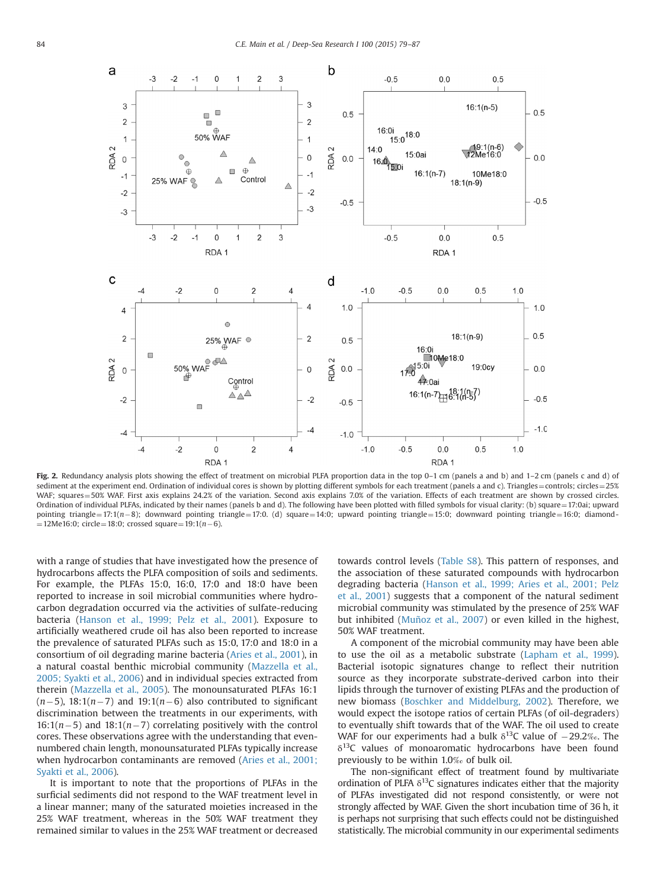**Fig. 2.** Redundancy analysis plots showing the effect of treatment on microbial PLFA proportion data in the top 0–1 cm (panels a and b) and 1–2 cm (panels c and d) of sediment at the experiment end. Ordination of individual cores is shown by plotting different symbols for each treatment (panels a and c). Triangles = controls; circles = 25% WAF; squares = 50% WAF. First axis explains 24.2% of the variation. Second axis explains 7.0% of the variation. Effects of each treatment are shown by crossed circles. Ordination of individual PLFAs, indicated by their names (panels b and d). The following have been plotted with filled symbols for visual clarity: (b) square = 17:0ai; upward pointing triangle = 17:1(n−8); downward pointing triangle = 17:0. (d) square = 14:0; upward pointing triangle = 15:0; downward pointing triangle = 16:0; diamond = 12Me16:0; circle = 18:0; crossed square = 19:1(n−6).

with a range of studies that have investigated how the presence of hydrocarbons affects the PLFA composition of soils and sediments. For example, the PLFAs 15:0, 16:0, 17:0 and 18:0 have been reported to increase in soil microbial communities where hydrocarbon degradation occurred via the activities of sulfate-reducing bacteria (Hanson et al., 1999; Pelz et al., 2001). Exposure to artificially weathered crude oil has also been reported to increase the prevalence of saturated PLFAs such as 15:0, 17:0 and 18:0 in a consortium of oil degrading marine bacteria (Aries et al., 2001), in a natural coastal benthic microbial community (Mazzella et al., 2005; Syakti et al., 2006) and in individual species extracted from therein (Mazzella et al., 2005). The monounsaturated PLFAs 16:1(n−5), 18:1(n−7) and 19:1(n−6) also contributed to significant discrimination between the treatments in our experiments, with 16:1(n−5) and 18:1(n−7) correlating positively with the control cores. These observations agree with the understanding that even-numbered chain length, monounsaturated PLFAs typically increase when hydrocarbon contaminants are removed (Aries et al., 2001; Syakti et al., 2006).

It is important to note that the proportions of PLFAs in the surficial sediments did not respond to the WAF treatment level in a linear manner; many of the saturated moieties increased in the 25% WAF treatment, whereas in the 50% WAF treatment they remained similar to values in the 25% WAF treatment or decreased towards control levels (Table S8). This pattern of responses, and the association of these saturated compounds with hydrocarbon degrading bacteria (Hanson et al., 1999; Aries et al., 2001; Pelz et al., 2001) suggests that a component of the natural sediment microbial community was stimulated by the presence of 25% WAF but inhibited (Muñoz et al., 2007) or even killed in the highest, 50% WAF treatment.

A component of the microbial community may have been able to use the oil as a metabolic substrate (Lapham et al., 1999). Bacterial isotopic signatures change to reflect their nutrition source as they incorporate substrate-derived carbon into their lipids through the turnover of existing PLFAs and the production of new biomass (Boschker and Middelburg, 2002). Therefore, we would expect the isotope ratios of certain PLFAs (of oil-degraders) to eventually shift towards that of the WAF. The oil used to create WAF for our experiments had a bulk $\delta^{13}C$ value of −29.2‰. The $\delta^{13}C$ values of monoaromatic hydrocarbons have been found previously to be within 1.0‰ of bulk oil.

The non-significant effect of treatment found by multivariate ordination of PLFA $\delta^{13}C$ signatures indicates either that the majority of PLFAs investigated did not respond consistently, or were not strongly affected by WAF. Given the short incubation time of 36 h, it is perhaps not surprising that such effects could not be distinguished statistically. The microbial community in our experimental sediments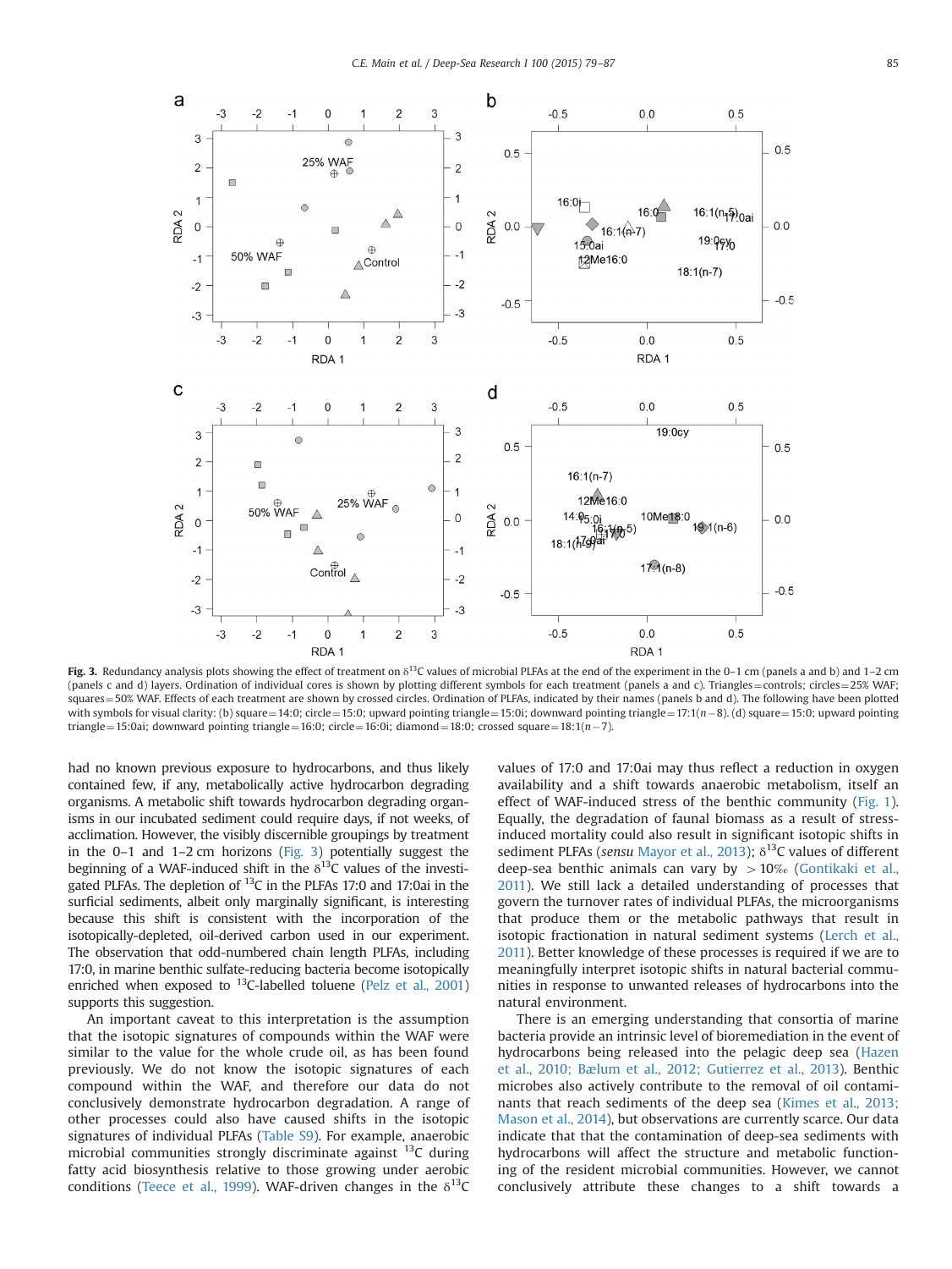**Fig. 3.** Redundancy analysis plots showing the effect of treatment on $\delta^{13}C$ values of microbial PLFAs at the end of the experiment in the 0–1 cm (panels a and b) and 1–2 cm (panels c and d) layers. Ordination of individual cores is shown by plotting different symbols for each treatment (panels a and c). Triangles = controls; circles = 25% WAF; squares = 50% WAF. Effects of each treatment are shown by crossed circles. Ordination of PLFAs, indicated by their names (panels b and d). The following have been plotted with symbols for visual clarity: (b) square = 14:0; circle = 15:0; upward pointing triangle = 15:0i; downward pointing triangle = 17:1(n−8). (d) square = 15:0; upward pointing triangle = 15:0ai; downward pointing triangle = 16:0; circle = 16:0i; diamond = 18:0; crossed square = 18:1(n−7).

had no known previous exposure to hydrocarbons, and thus likely contained few, if any, metabolically active hydrocarbon degrading organisms. A metabolic shift towards hydrocarbon degrading organisms in our incubated sediment could require days, if not weeks, of acclimation. However, the visibly discernible groupings by treatment in the 0–1 and 1–2 cm horizons (Fig. 3) potentially suggest the beginning of a WAF-induced shift in the $\delta^{13}C$ values of the investigated PLFAs. The depletion of $^{13}C$ in the PLFAs 17:0 and 17:0ai in the surficial sediments, albeit only marginally significant, is interesting because this shift is consistent with the incorporation of the isotopically-depleted, oil-derived carbon used in our experiment. The observation that odd-numbered chain length PLFAs, including 17:0, in marine benthic sulfate-reducing bacteria become isotopically enriched when exposed to $^{13}C$-labelled toluene (Pelz et al., 2001) supports this suggestion.

An important caveat to this interpretation is the assumption that the isotopic signatures of compounds within the WAF were similar to the value for the whole crude oil, as has been found previously. We do not know the isotopic signatures of each compound within the WAF, and therefore our data do not conclusively demonstrate hydrocarbon degradation. A range of other processes could also have caused shifts in the isotopic signatures of individual PLFAs (Table S9). For example, anaerobic microbial communities strongly discriminate against $^{13}C$ during fatty acid biosynthesis relative to those growing under aerobic conditions (Teece et al., 1999). WAF-driven changes in the $\delta^{13}C$ values of 17:0 and 17:0ai may thus reflect a reduction in oxygen availability and a shift towards anaerobic metabolism, itself an effect of WAF-induced stress of the benthic community (Fig. 1). Equally, the degradation of faunal biomass as a result of stress-induced mortality could also result in significant isotopic shifts in sediment PLFAs (*sensu* Mayor et al., 2013); $\delta^{13}C$ values of different deep-sea benthic animals can vary by > 10‰ (Gontikaki et al., 2011). We still lack a detailed understanding of processes that govern the turnover rates of individual PLFAs, the microorganisms that produce them or the metabolic pathways that result in isotopic fractionation in natural sediment systems (Lerch et al., 2011). Better knowledge of these processes is required if we are to meaningfully interpret isotopic shifts in natural bacterial communities in response to unwanted releases of hydrocarbons into the natural environment.

There is an emerging understanding that consortia of marine bacteria provide an intrinsic level of bioremediation in the event of hydrocarbons being released into the pelagic deep sea (Hazen et al., 2010; Bælum et al., 2012; Gutierrez et al., 2013). Benthic microbes also actively contribute to the removal of oil contaminants that reach sediments of the deep sea (Kimes et al., 2013; Mason et al., 2014), but observations are currently scarce. Our data indicate that that the contamination of deep-sea sediments with hydrocarbons will affect the structure and metabolic functioning of the resident microbial communities. However, we cannot conclusively attribute these changes to a shift towards a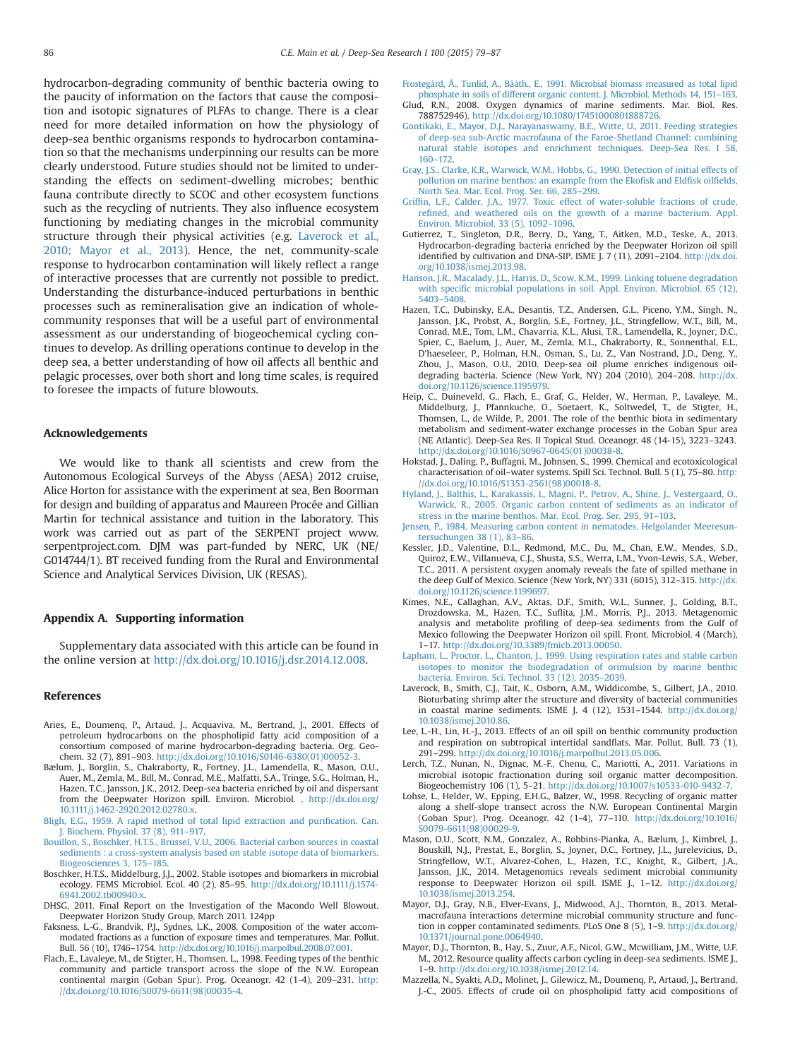hydrocarbon-degrading community of benthic bacteria owing to the paucity of information on the factors that cause the composition and isotopic signatures of PLFAs to change. There is a clear need for more detailed information on how the physiology of deep-sea benthic organisms responds to hydrocarbon contamination so that the mechanisms underpinning our results can be more clearly understood. Future studies should not be limited to understanding the effects on sediment-dwelling microbes; benthic fauna contribute directly to SCOC and other ecosystem functions such as the recycling of nutrients. They also influence ecosystem functioning by mediating changes in the microbial community structure through their physical activities (e.g. Laverock et al., 2010; Mayor et al., 2013). Hence, the net, community-scale response to hydrocarbon contamination will likely reflect a range of interactive processes that are currently not possible to predict. Understanding the disturbance-induced perturbations in benthic processes such as remineralisation give an indication of whole-community responses that will be a useful part of environmental assessment as our understanding of biogeochemical cycling continues to develop. As drilling operations continue to develop in the deep sea, a better understanding of how oil affects all benthic and pelagic processes, over both short and long time scales, is required to foresee the impacts of future blowouts.

## Acknowledgements

We would like to thank all scientists and crew from the Autonomous Ecological Surveys of the Abyss (AESA) 2012 cruise, Alice Horton for assistance with the experiment at sea, Ben Boorman for design and building of apparatus and Maureen Procée and Gillian Martin for technical assistance and tuition in the laboratory. This work was carried out as part of the SERPENT project www.serpentproject.com. DJM was part-funded by NERC, UK (NE/G014744/1). BT received funding from the Rural and Environmental Science and Analytical Services Division, UK (RESAS).

## Appendix A. Supporting information

Supplementary data associated with this article can be found in the online version at http://dx.doi.org/10.1016/j.dsr.2014.12.008.

## References

Aries, E., Doumenq, P., Artaud, J., Acquaviva, M., Bertrand, J., 2001. Effects of petroleum hydrocarbons on the phospholipid fatty acid composition of a consortium composed of marine hydrocarbon-degrading bacteria. Org. Geochem. 32 (7), 891–903. http://dx.doi.org/10.1016/S0146-6380(01)00052-3.

Bælum, J., Borglin, S., Chakraborty, R., Fortney, J.L., Lamendella, R., Mason, O.U., Auer, M., Zemla, M., Bill, M., Conrad, M.E., Malfatti, S.A., Tringe, S.G., Holman, H., Hazen, T.C., Jansson, J.K., 2012. Deep-sea bacteria enriched by oil and dispersant from the Deepwater Horizon spill. Environ. Microbiol. , http://dx.doi.org/10.1111/j.1462-2920.2012.02780.x.

Bligh, E.G., 1959. A rapid method of total lipid extraction and purification. Can. J. Biochem. Physiol. 37 (8), 911–917.

Bouillon, S., Boschker, H.T.S., Brussel, V.U., 2006. Bacterial carbon sources in coastal sediments : a cross-system analysis based on stable isotope data of biomarkers. Biogeosciences 3, 175–185.

Boschker, H.T.S., Middelburg, J.J., 2002. Stable isotopes and biomarkers in microbial ecology. FEMS Microbiol. Ecol. 40 (2), 85–95. http://dx.doi.org/10.1111/j.1574-6941.2002.tb00940.x.

DHSG, 2011. Final Report on the Investigation of the Macondo Well Blowout. Deepwater Horizon Study Group, March 2011. 124pp

Faksness, L.-G., Brandvik, P.J., Sydnes, L.K., 2008. Composition of the water accommodated fractions as a function of exposure times and temperatures. Mar. Pollut. Bull. 56 (10), 1746–1754. http://dx.doi.org/10.1016/j.marpolbul.2008.07.001.

Flach, E., Lavaleye, M., de Stigter, H., Thomsen, L., 1998. Feeding types of the benthic community and particle transport across the slope of the N.W. European continental margin (Goban Spur). Prog. Oceanogr. 42 (1-4), 209–231. http://dx.doi.org/10.1016/S0079-6611(98)00035-4.

Frostegård, Å., Tunlid, A., Bååth., E., 1991. Microbial biomass measured as total lipid phosphate in soils of different organic content. J. Microbiol. Methods 14, 151–163.

Glud, R.N., 2008. Oxygen dynamics of marine sediments. Mar. Biol. Res. 788752946), http://dx.doi.org/10.1080/17451000801888726.

Gontikaki, E., Mayor, D.J., Narayanaswamy, B.E., Witte, U., 2011. Feeding strategies of deep-sea sub-Arctic macrofauna of the Faroe-Shetland Channel: combining natural stable isotopes and enrichment techniques. Deep-Sea Res. I 58, 160–172.

Gray, J.S., Clarke, K.R., Warwick, W.M., Hobbs, G., 1990. Detection of initial effects of pollution on marine benthos: an example from the Ekofisk and Eldfisk oilfields, North Sea. Mar. Ecol. Prog. Ser. 66, 285–299.

Griffin, L.F., Calder, J.A., 1977. Toxic effect of water-soluble fractions of crude, refined, and weathered oils on the growth of a marine bacterium. Appl. Environ. Microbiol. 33 (5), 1092–1096.

Gutierrez, T., Singleton, D.R., Berry, D., Yang, T., Aitken, M.D., Teske, A., 2013. Hydrocarbon-degrading bacteria enriched by the Deepwater Horizon oil spill identified by cultivation and DNA-SIP. ISME J. 7 (11), 2091–2104. http://dx.doi.org/10.1038/ismej.2013.98.

Hanson, J.R., Macalady, J.L., Harris, D., Scow, K.M., 1999. Linking toluene degradation with specific microbial populations in soil. Appl. Environ. Microbiol. 65 (12), 5403–5408.

Hazen, T.C., Dubinsky, E.A., Desantis, T.Z., Andersen, G.L., Piceno, Y.M., Singh, N., Jansson, J.K., Probst, A., Borglin, S.E., Fortney, J.L., Stringfellow, W.T., Bill, M., Conrad, M.E., Tom, L.M., Chavarria, K.L., Alusi, T.R., Lamendella, R., Joyner, D.C., Spier, C., Baelum, J., Auer, M., Zemla, M.L., Chakraborty, R., Sonnenthal, E.L., D'haeseleer, P., Holman, H.N., Osman, S., Lu, Z., Van Nostrand, J.D., Deng, Y., Zhou, J., Mason, O.U., 2010. Deep-sea oil plume enriches indigenous oil-degrading bacteria. Science (New York, NY) 204 (2010), 204–208. http://dx.doi.org/10.1126/science.1195979.

Heip, C., Duineveld, G., Flach, E., Graf, G., Helder, W., Herman, P., Lavaleye, M., Middelburg, J., Pfannkuche, O., Soetaert, K., Soltwedel, T., de Stigter, H., Thomsen, L., de Wilde, P., 2001. The role of the benthic biota in sedimentary metabolism and sediment-water exchange processes in the Goban Spur area (NE Atlantic). Deep-Sea Res. II Topical Stud. Oceanogr. 48 (14-15), 3223–3243. http://dx.doi.org/10.1016/S0967-0645(01)00038-8.

Hokstad, J., Daling, P., Buffagni, M., Johnsen, S., 1999. Chemical and ecotoxicological characterisation of oil–water systems. Spill Sci. Technol. Bull. 5 (1), 75–80. http://dx.doi.org/10.1016/S1353-2561(98)00018-8.

Hyland, J., Balthis, L., Karakassis, I., Magni, P., Petrov, A., Shine, J., Vestergaard, O., Warwick, R., 2005. Organic carbon content of sediments as an indicator of stress in the marine benthos. Mar. Ecol. Prog. Ser. 295, 91–103.

Jensen, P., 1984. Measuring carbon content in nematodes. Helgolander Meeresuntersuchungen 38 (1), 83–86.

Kessler, J.D., Valentine, D.L., Redmond, M.C., Du, M., Chan, E.W., Mendes, S.D., Quiroz, E.W., Villanueva, C.J., Shusta, S.S., Werra, L.M., Yvon-Lewis, S.A., Weber, T.C., 2011. A persistent oxygen anomaly reveals the fate of spilled methane in the deep Gulf of Mexico. Science (New York, NY) 331 (6015), 312–315. http://dx.doi.org/10.1126/science.1199697.

Kimes, N.E., Callaghan, A.V., Aktas, D.F., Smith, W.L., Sunner, J., Golding, B.T., Drozdowska, M., Hazen, T.C., Suflita, J.M., Morris, P.J., 2013. Metagenomic analysis and metabolite profiling of deep-sea sediments from the Gulf of Mexico following the Deepwater Horizon oil spill. Front. Microbiol. 4 (March), 1–17. http://dx.doi.org/10.3389/fmicb.2013.00050.

Lapham, L., Proctor, L., Chanton, J., 1999. Using respiration rates and stable carbon isotopes to monitor the biodegradation of orimulsion by marine benthic bacteria. Environ. Sci. Technol. 33 (12), 2035–2039.

Laverock, B., Smith, C.J., Tait, K., Osborn, A.M., Widdicombe, S., Gilbert, J.A., 2010. Bioturbating shrimp alter the structure and diversity of bacterial communities in coastal marine sediments. ISME J. 4 (12), 1531–1544. http://dx.doi.org/10.1038/ismej.2010.86.

Lee, L.-H., Lin, H.-J., 2013. Effects of an oil spill on benthic community production and respiration on subtropical intertidal sandflats. Mar. Pollut. Bull. 73 (1), 291–299. http://dx.doi.org/10.1016/j.marpolbul.2013.05.006.

Lerch, T.Z., Nunan, N., Dignac, M.-F., Chenu, C., Mariotti, A., 2011. Variations in microbial isotopic fractionation during soil organic matter decomposition. Biogeochemistry 106 (1), 5–21. http://dx.doi.org/10.1007/s10533-010-9432-7.

Lohse, L., Helder, W., Epping, E.H.G., Balzer, W., 1998. Recycling of organic matter along a shelf-slope transect across the N.W. European Continental Margin (Goban Spur). Prog. Oceanogr. 42 (1-4), 77–110. http://dx.doi.org/10.1016/S0079-6611(98)00029-9.

Mason, O.U., Scott, N.M., Gonzalez, A., Robbins-Pianka, A., Bælum, J., Kimbrel, J., Bouskill, N.J., Prestat, E., Borglin, S., Joyner, D.C., Fortney, J.L., Jurelevicius, D., Stringfellow, W.T., Alvarez-Cohen, L., Hazen, T.C., Knight, R., Gilbert, J.A., Jansson, J.K., 2014. Metagenomics reveals sediment microbial community response to Deepwater Horizon oil spill. ISME J., 1–12. http://dx.doi.org/10.1038/ismej.2013.254.

Mayor, D.J., Gray, N.B., Elver-Evans, J., Midwood, A.J., Thornton, B., 2013. Metal-macrofauna interactions determine microbial community structure and function in copper contaminated sediments. PLoS One 8 (5), 1–9. http://dx.doi.org/10.1371/journal.pone.0064940.

Mayor, D.J., Thornton, B., Hay, S., Zuur, A.F., Nicol, G.W., Mcwilliam, J.M., Witte, U.F. M., 2012. Resource quality affects carbon cycling in deep-sea sediments. ISME J., 1–9. http://dx.doi.org/10.1038/ismej.2012.14.

Mazzella, N., Syakti, A.D., Molinet, J., Gilewicz, M., Doumenq, P., Artaud, J., Bertrand, J.-C., 2005. Effects of crude oil on phospholipid fatty acid compositions of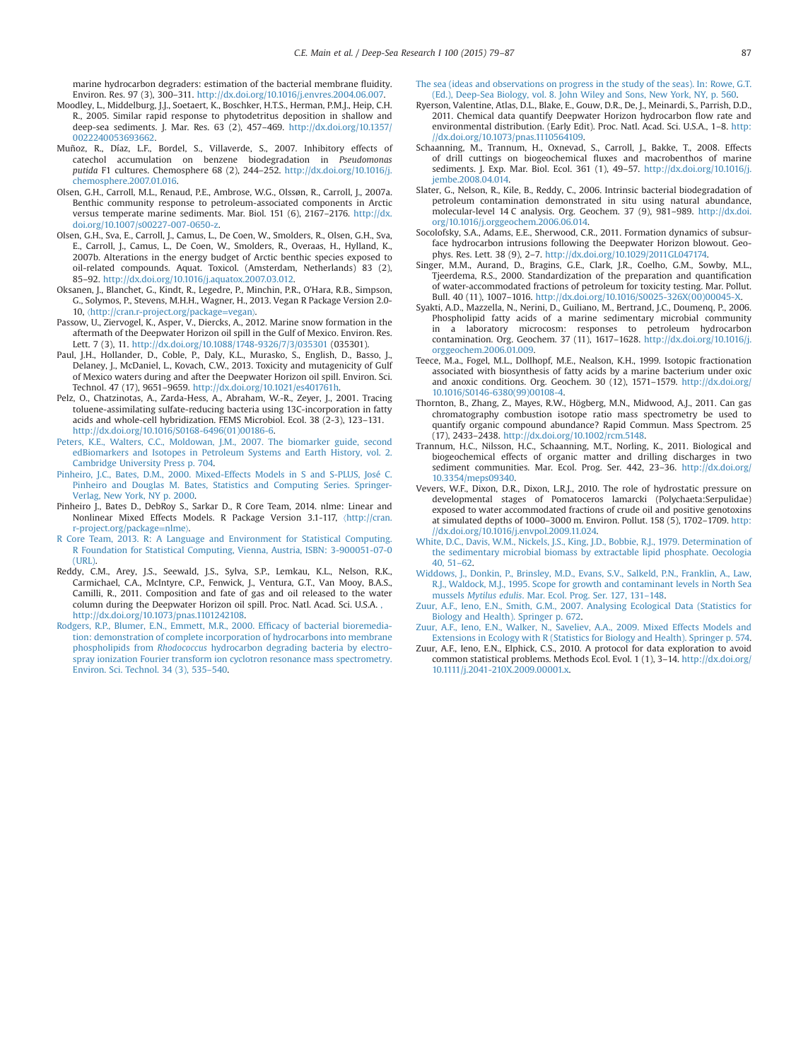marine hydrocarbon degraders: estimation of the bacterial membrane fluidity. Environ. Res. 97 (3), 300–311. http://dx.doi.org/10.1016/j.envres.2004.06.007.

Moodley, L., Middelburg, J.J., Soetaert, K., Boschker, H.T.S., Herman, P.M.J., Heip, C.H. R., 2005. Similar rapid response to phytodetritus deposition in shallow and deep-sea sediments. J. Mar. Res. 63 (2), 457–469. http://dx.doi.org/10.1357/0022240053693662.

Muñoz, R., Díaz, L.F., Bordel, S., Villaverde, S., 2007. Inhibitory effects of catechol accumulation on benzene biodegradation in *Pseudomonas putida* F1 cultures. Chemosphere 68 (2), 244–252. http://dx.doi.org/10.1016/j.chemosphere.2007.01.016.

Olsen, G.H., Carroll, M.L., Renaud, P.E., Ambrose, W.G., Olssøn, R., Carroll, J., 2007a. Benthic community response to petroleum-associated components in Arctic versus temperate marine sediments. Mar. Biol. 151 (6), 2167–2176. http://dx.doi.org/10.1007/s00227-007-0650-z.

Olsen, G.H., Sva, E., Carroll, J., Camus, L., De Coen, W., Smolders, R., Olsen, G.H., Sva, E., Carroll, J., Camus, L., De Coen, W., Smolders, R., Overaas, H., Hylland, K., 2007b. Alterations in the energy budget of Arctic benthic species exposed to oil-related compounds. Aquat. Toxicol. (Amsterdam, Netherlands) 83 (2), 85–92. http://dx.doi.org/10.1016/j.aquatox.2007.03.012.

Oksanen, J., Blanchet, G., Kindt, R., Legedre, P., Minchin, P.R., O'Hara, R.B., Simpson, G., Solymos, P., Stevens, M.H.H., Wagner, H., 2013. Vegan R Package Version 2.0-10, ⟨http://cran.r-project.org/package=vegan⟩.

Passow, U., Ziervogel, K., Asper, V., Diercks, A., 2012. Marine snow formation in the aftermath of the Deepwater Horizon oil spill in the Gulf of Mexico. Environ. Res. Lett. 7 (3), 11. http://dx.doi.org/10.1088/1748-9326/7/3/035301 (035301).

Paul, J.H., Hollander, D., Coble, P., Daly, K.L., Murasko, S., English, D., Basso, J., Delaney, J., McDaniel, L., Kovach, C.W., 2013. Toxicity and mutagenicity of Gulf of Mexico waters during and after the Deepwater Horizon oil spill. Environ. Sci. Technol. 47 (17), 9651–9659. http://dx.doi.org/10.1021/es401761h.

Pelz, O., Chatzinotas, A., Zarda-Hess, A., Abraham, W.-R., Zeyer, J., 2001. Tracing toluene-assimilating sulfate-reducing bacteria using 13C-incorporation in fatty acids and whole-cell hybridization. FEMS Microbiol. Ecol. 38 (2-3), 123–131. http://dx.doi.org/10.1016/S0168-6496(01)00186-6.

Peters, K.E., Walters, C.C., Moldowan, J.M., 2007. The biomarker guide, second edBiomarkers and Isotopes in Petroleum Systems and Earth History, vol. 2. Cambridge University Press p. 704.

Pinheiro, J.C., Bates, D.M., 2000. Mixed-Effects Models in S and S-PLUS, José C. Pinheiro and Douglas M. Bates, Statistics and Computing Series. Springer-Verlag, New York, NY p. 2000.

Pinheiro J., Bates D., DebRoy S., Sarkar D., R Core Team, 2014. nlme: Linear and Nonlinear Mixed Effects Models. R Package Version 3.1-117, ⟨http://cran.r-project.org/package=nlme⟩.

R Core Team, 2013. R: A Language and Environment for Statistical Computing. R Foundation for Statistical Computing, Vienna, Austria, ISBN: 3-900051-07-0 (URL).

Reddy, C.M., Arey, J.S., Seewald, J.S., Sylva, S.P., Lemkau, K.L., Nelson, R.K., Carmichael, C.A., McIntyre, C.P., Fenwick, J., Ventura, G.T., Van Mooy, B.A.S., Camilli, R., 2011. Composition and fate of gas and oil released to the water column during the Deepwater Horizon oil spill. Proc. Natl. Acad. Sci. U.S.A. , http://dx.doi.org/10.1073/pnas.1101242108.

Rodgers, R.P., Blumer, E.N., Emmett, M.R., 2000. Efficacy of bacterial bioremediation: demonstration of complete incorporation of hydrocarbons into membrane phospholipids from *Rhodococcus* hydrocarbon degrading bacteria by electrospray ionization Fourier transform ion cyclotron resonance mass spectrometry. Environ. Sci. Technol. 34 (3), 535–540.

The sea (ideas and observations on progress in the study of the seas). In: Rowe, G.T. (Ed.), Deep-Sea Biology, vol. 8. John Wiley and Sons, New York, NY, p. 560.

Ryerson, Valentine, Atlas, D.L., Blake, E., Gouw, D.R., De, J., Meinardi, S., Parrish, D.D., 2011. Chemical data quantify Deepwater Horizon hydrocarbon flow rate and environmental distribution. (Early Edit). Proc. Natl. Acad. Sci. U.S.A., 1–8. http://dx.doi.org/10.1073/pnas.1110564109.

Schaanning, M., Trannum, H., Oxnevad, S., Carroll, J., Bakke, T., 2008. Effects of drill cuttings on biogeochemical fluxes and macrobenthos of marine sediments. J. Exp. Mar. Biol. Ecol. 361 (1), 49–57. http://dx.doi.org/10.1016/j.jembe.2008.04.014.

Slater, G., Nelson, R., Kile, B., Reddy, C., 2006. Intrinsic bacterial biodegradation of petroleum contamination demonstrated in situ using natural abundance, molecular-level 14 C analysis. Org. Geochem. 37 (9), 981–989. http://dx.doi.org/10.1016/j.orggeochem.2006.06.014.

Socolofsky, S.A., Adams, E.E., Sherwood, C.R., 2011. Formation dynamics of subsurface hydrocarbon intrusions following the Deepwater Horizon blowout. Geophys. Res. Lett. 38 (9), 2–7. http://dx.doi.org/10.1029/2011GL047174.

Singer, M.M., Aurand, D., Bragins, G.E., Clark, J.R., Coelho, G.M., Sowby, M.L., Tjeerdema, R.S., 2000. Standardization of the preparation and quantification of water-accommodated fractions of petroleum for toxicity testing. Mar. Pollut. Bull. 40 (11), 1007–1016. http://dx.doi.org/10.1016/S0025-326X(00)00045-X.

Syakti, A.D., Mazzella, N., Nerini, D., Guiliano, M., Bertrand, J.C., Doumenq, P., 2006. Phospholipid fatty acids of a marine sedimentary microbial community in a laboratory microcosm: responses to petroleum hydrocarbon contamination. Org. Geochem. 37 (11), 1617–1628. http://dx.doi.org/10.1016/j.orggeochem.2006.01.009.

Teece, M.a., Fogel, M.L., Dollhopf, M.E., Nealson, K.H., 1999. Isotopic fractionation associated with biosynthesis of fatty acids by a marine bacterium under oxic and anoxic conditions. Org. Geochem. 30 (12), 1571–1579. http://dx.doi.org/10.1016/S0146-6380(99)00108-4.

Thornton, B., Zhang, Z., Mayes, R.W., Högberg, M.N., Midwood, A.J., 2011. Can gas chromatography combustion isotope ratio mass spectrometry be used to quantify organic compound abundance? Rapid Commun. Mass Spectrom. 25 (17), 2433–2438. http://dx.doi.org/10.1002/rcm.5148.

Trannum, H.C., Nilsson, H.C., Schaanning, M.T., Norling, K., 2011. Biological and biogeochemical effects of organic matter and drilling discharges in two sediment communities. Mar. Ecol. Prog. Ser. 442, 23–36. http://dx.doi.org/10.3354/meps09340.

Vevers, W.F., Dixon, D.R., Dixon, L.R.J., 2010. The role of hydrostatic pressure on developmental stages of Pomatoceros lamarcki (Polychaeta:Serpulidae) exposed to water accommodated fractions of crude oil and positive genotoxins at simulated depths of 1000–3000 m. Environ. Pollut. 158 (5), 1702–1709. http://dx.doi.org/10.1016/j.envpol.2009.11.024.

White, D.C., Davis, W.M., Nickels, J.S., King, J.D., Bobbie, R.J., 1979. Determination of the sedimentary microbial biomass by extractable lipid phosphate. Oecologia 40, 51–62.

Widdows, J., Donkin, P., Brinsley, M.D., Evans, S.V., Salkeld, P.N., Franklin, A., Law, R.J., Waldock, M.J., 1995. Scope for growth and contaminant levels in North Sea mussels *Mytilus edulis*. Mar. Ecol. Prog. Ser. 127, 131–148.

Zuur, A.F., Ieno, E.N., Smith, G.M., 2007. Analysing Ecological Data (Statistics for Biology and Health). Springer p. 672.

Zuur, A.F., Ieno, E.N., Walker, N., Saveliev, A.A., 2009. Mixed Effects Models and Extensions in Ecology with R (Statistics for Biology and Health). Springer p. 574.

Zuur, A.F., Ieno, E.N., Elphick, C.S., 2010. A protocol for data exploration to avoid common statistical problems. Methods Ecol. Evol. 1 (1), 3–14. http://dx.doi.org/10.1111/j.2041-210X.2009.00001.x.